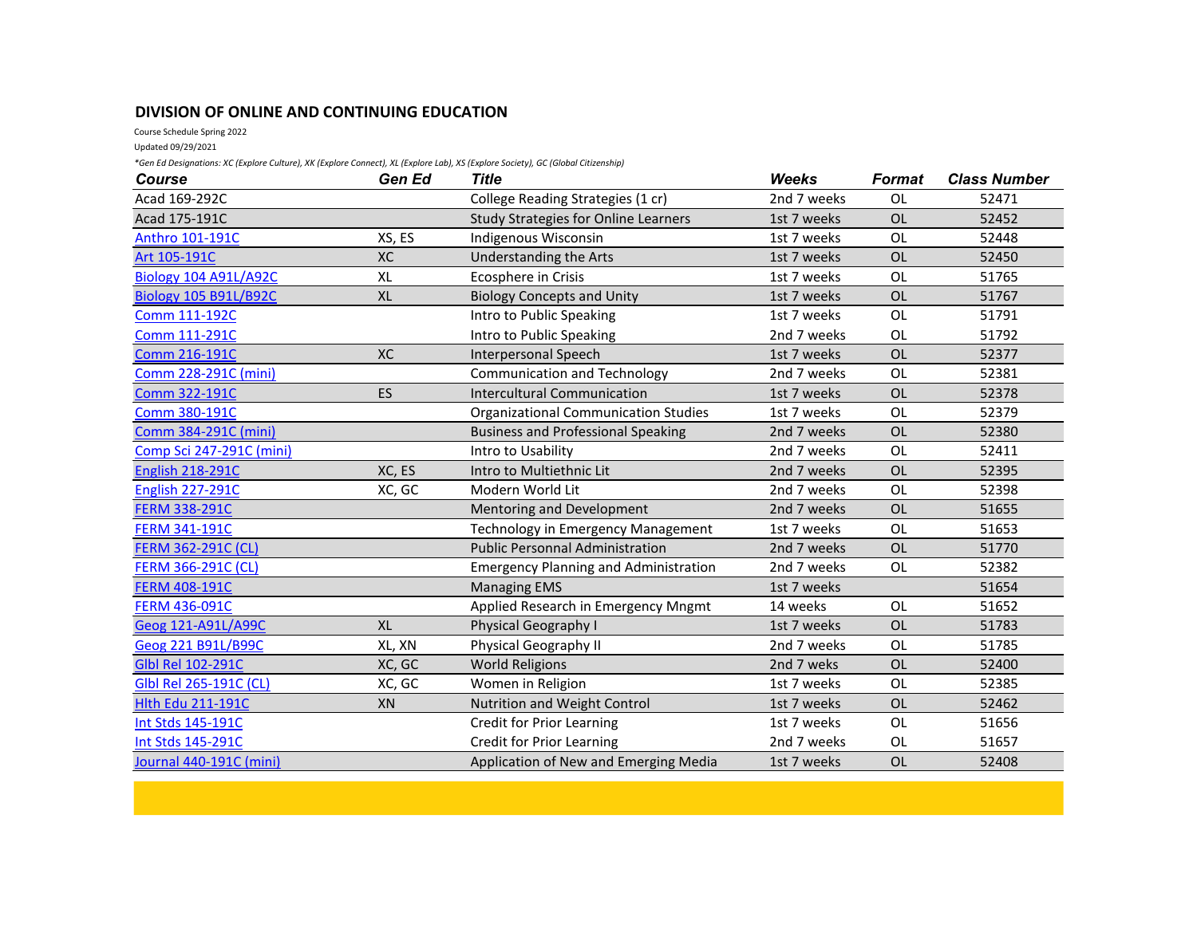## DIVISION OF ONLINE AND CONTINUING EDUCATION

Course Schedule Spring 2022

Updated 09/29/2021

*Gen Ed Designations: XC (Explore Culture), XK (Explore Connect), XL (Explore Lab), XS (Explore Society), GC (Global Citizenship)

| Course | Gen Ed | Title | Weeks | Format | Class Number |
|---|---|---|---|---|---|
| Acad 169-292C | | College Reading Strategies (1 cr) | 2nd 7 weeks | OL | 52471 |
| Acad 175-191C | | Study Strategies for Online Learners | 1st 7 weeks | OL | 52452 |
| Anthro 101-191C | XS, ES | Indigenous Wisconsin | 1st 7 weeks | OL | 52448 |
| Art 105-191C | XC | Understanding the Arts | 1st 7 weeks | OL | 52450 |
| Biology 104 A91L/A92C | XL | Ecosphere in Crisis | 1st 7 weeks | OL | 51765 |
| Biology 105 B91L/B92C | XL | Biology Concepts and Unity | 1st 7 weeks | OL | 51767 |
| Comm 111-192C | | Intro to Public Speaking | 1st 7 weeks | OL | 51791 |
| Comm 111-291C | | Intro to Public Speaking | 2nd 7 weeks | OL | 51792 |
| Comm 216-191C | XC | Interpersonal Speech | 1st 7 weeks | OL | 52377 |
| Comm 228-291C (mini) | | Communication and Technology | 2nd 7 weeks | OL | 52381 |
| Comm 322-191C | ES | Intercultural Communication | 1st 7 weeks | OL | 52378 |
| Comm 380-191C | | Organizational Communication Studies | 1st 7 weeks | OL | 52379 |
| Comm 384-291C (mini) | | Business and Professional Speaking | 2nd 7 weeks | OL | 52380 |
| Comp Sci 247-291C (mini) | | Intro to Usability | 2nd 7 weeks | OL | 52411 |
| English 218-291C | XC, ES | Intro to Multiethnic Lit | 2nd 7 weeks | OL | 52395 |
| English 227-291C | XC, GC | Modern World Lit | 2nd 7 weeks | OL | 52398 |
| FERM 338-291C | | Mentoring and Development | 2nd 7 weeks | OL | 51655 |
| FERM 341-191C | | Technology in Emergency Management | 1st 7 weeks | OL | 51653 |
| FERM 362-291C (CL) | | Public Personnal Administration | 2nd 7 weeks | OL | 51770 |
| FERM 366-291C (CL) | | Emergency Planning and Administration | 2nd 7 weeks | OL | 52382 |
| FERM 408-191C | | Managing EMS | 1st 7 weeks | | 51654 |
| FERM 436-091C | | Applied Research in Emergency Mngmt | 14 weeks | OL | 51652 |
| Geog 121-A91L/A99C | XL | Physical Geography I | 1st 7 weeks | OL | 51783 |
| Geog 221 B91L/B99C | XL, XN | Physical Geography II | 2nd 7 weeks | OL | 51785 |
| Glbl Rel 102-291C | XC, GC | World Religions | 2nd 7 weks | OL | 52400 |
| Glbl Rel 265-191C (CL) | XC, GC | Women in Religion | 1st 7 weeks | OL | 52385 |
| Hlth Edu 211-191C | XN | Nutrition and Weight Control | 1st 7 weeks | OL | 52462 |
| Int Stds 145-191C | | Credit for Prior Learning | 1st 7 weeks | OL | 51656 |
| Int Stds 145-291C | | Credit for Prior Learning | 2nd 7 weeks | OL | 51657 |
| Journal 440-191C (mini) | | Application of New and Emerging Media | 1st 7 weeks | OL | 52408 |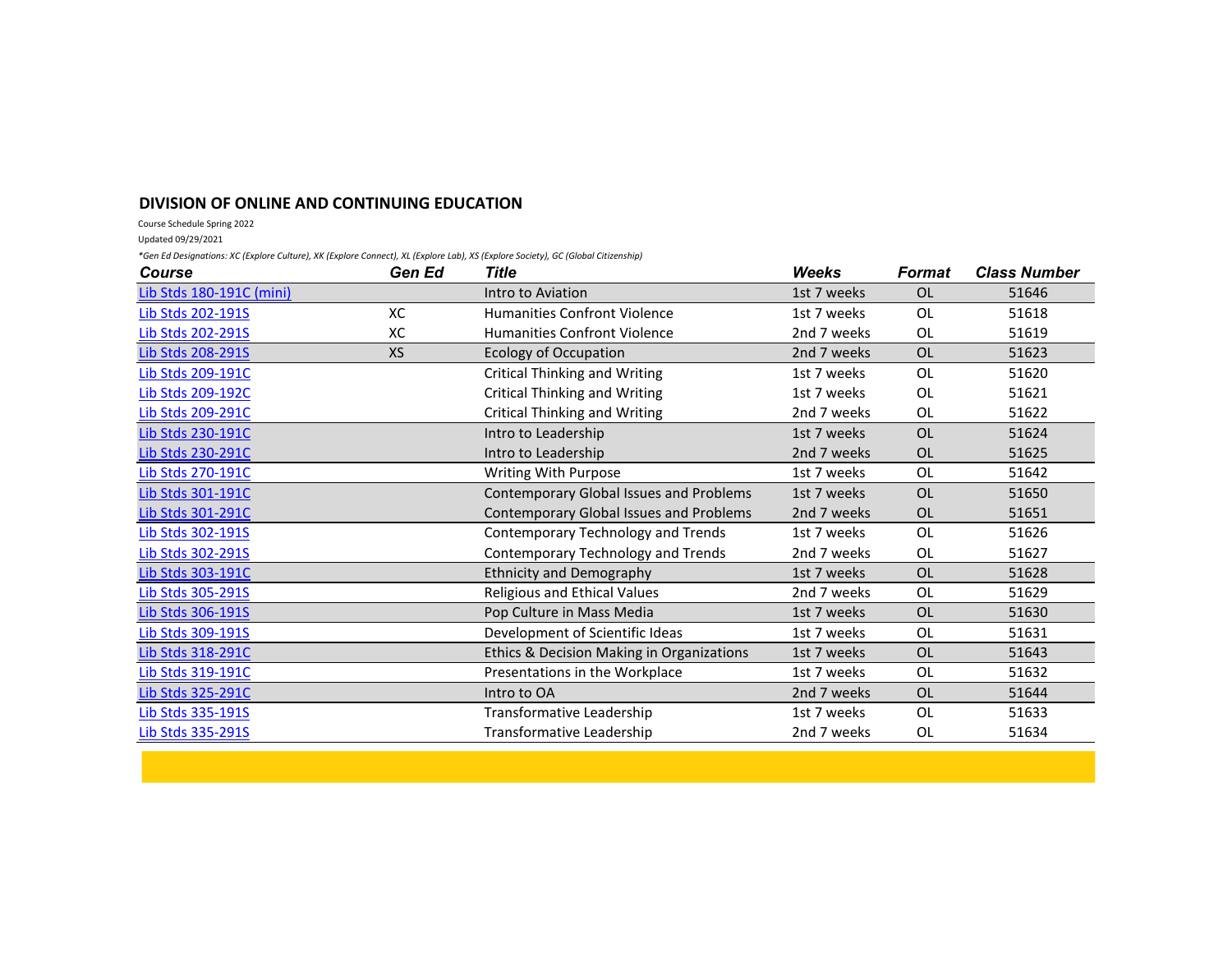## DIVISION OF ONLINE AND CONTINUING EDUCATION

Course Schedule Spring 2022

Updated 09/29/2021

*\*Gen Ed Designations: XC (Explore Culture), XK (Explore Connect), XL (Explore Lab), XS (Explore Society), GC (Global Citizenship)*

| Course | Gen Ed | Title | Weeks | Format | Class Number |
|---|---|---|---|---|---|
| Lib Stds 180-191C (mini) | | Intro to Aviation | 1st 7 weeks | OL | 51646 |
| Lib Stds 202-191S | XC | Humanities Confront Violence | 1st 7 weeks | OL | 51618 |
| Lib Stds 202-291S | XC | Humanities Confront Violence | 2nd 7 weeks | OL | 51619 |
| Lib Stds 208-291S | XS | Ecology of Occupation | 2nd 7 weeks | OL | 51623 |
| Lib Stds 209-191C | | Critical Thinking and Writing | 1st 7 weeks | OL | 51620 |
| Lib Stds 209-192C | | Critical Thinking and Writing | 1st 7 weeks | OL | 51621 |
| Lib Stds 209-291C | | Critical Thinking and Writing | 2nd 7 weeks | OL | 51622 |
| Lib Stds 230-191C | | Intro to Leadership | 1st 7 weeks | OL | 51624 |
| Lib Stds 230-291C | | Intro to Leadership | 2nd 7 weeks | OL | 51625 |
| Lib Stds 270-191C | | Writing With Purpose | 1st 7 weeks | OL | 51642 |
| Lib Stds 301-191C | | Contemporary Global Issues and Problems | 1st 7 weeks | OL | 51650 |
| Lib Stds 301-291C | | Contemporary Global Issues and Problems | 2nd 7 weeks | OL | 51651 |
| Lib Stds 302-191S | | Contemporary Technology and Trends | 1st 7 weeks | OL | 51626 |
| Lib Stds 302-291S | | Contemporary Technology and Trends | 2nd 7 weeks | OL | 51627 |
| Lib Stds 303-191C | | Ethnicity and Demography | 1st 7 weeks | OL | 51628 |
| Lib Stds 305-291S | | Religious and Ethical Values | 2nd 7 weeks | OL | 51629 |
| Lib Stds 306-191S | | Pop Culture in Mass Media | 1st 7 weeks | OL | 51630 |
| Lib Stds 309-191S | | Development of Scientific Ideas | 1st 7 weeks | OL | 51631 |
| Lib Stds 318-291C | | Ethics & Decision Making in Organizations | 1st 7 weeks | OL | 51643 |
| Lib Stds 319-191C | | Presentations in the Workplace | 1st 7 weeks | OL | 51632 |
| Lib Stds 325-291C | | Intro to OA | 2nd 7 weeks | OL | 51644 |
| Lib Stds 335-191S | | Transformative Leadership | 1st 7 weeks | OL | 51633 |
| Lib Stds 335-291S | | Transformative Leadership | 2nd 7 weeks | OL | 51634 |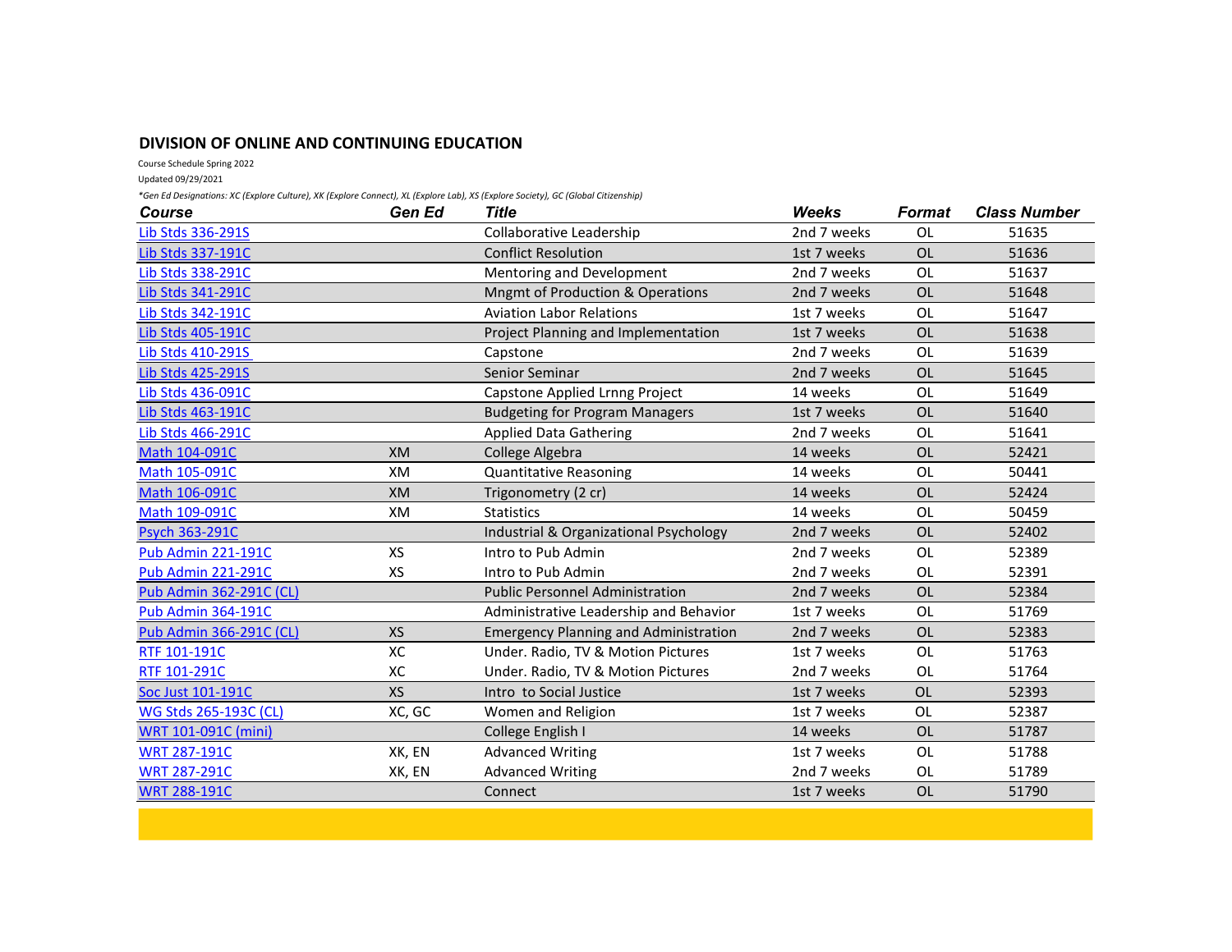## DIVISION OF ONLINE AND CONTINUING EDUCATION

Course Schedule Spring 2022

Updated 09/29/2021

*\*Gen Ed Designations: XC (Explore Culture), XK (Explore Connect), XL (Explore Lab), XS (Explore Society), GC (Global Citizenship)*

| Course | Gen Ed | Title | Weeks | Format | Class Number |
|---|---|---|---|---|---|
| Lib Stds 336-291S | | Collaborative Leadership | 2nd 7 weeks | OL | 51635 |
| Lib Stds 337-191C | | Conflict Resolution | 1st 7 weeks | OL | 51636 |
| Lib Stds 338-291C | | Mentoring and Development | 2nd 7 weeks | OL | 51637 |
| Lib Stds 341-291C | | Mngmt of Production & Operations | 2nd 7 weeks | OL | 51648 |
| Lib Stds 342-191C | | Aviation Labor Relations | 1st 7 weeks | OL | 51647 |
| Lib Stds 405-191C | | Project Planning and Implementation | 1st 7 weeks | OL | 51638 |
| Lib Stds 410-291S | | Capstone | 2nd 7 weeks | OL | 51639 |
| Lib Stds 425-291S | | Senior Seminar | 2nd 7 weeks | OL | 51645 |
| Lib Stds 436-091C | | Capstone Applied Lrnng Project | 14 weeks | OL | 51649 |
| Lib Stds 463-191C | | Budgeting for Program Managers | 1st 7 weeks | OL | 51640 |
| Lib Stds 466-291C | | Applied Data Gathering | 2nd 7 weeks | OL | 51641 |
| Math 104-091C | XM | College Algebra | 14 weeks | OL | 52421 |
| Math 105-091C | XM | Quantitative Reasoning | 14 weeks | OL | 50441 |
| Math 106-091C | XM | Trigonometry (2 cr) | 14 weeks | OL | 52424 |
| Math 109-091C | XM | Statistics | 14 weeks | OL | 50459 |
| Psych 363-291C | | Industrial & Organizational Psychology | 2nd 7 weeks | OL | 52402 |
| Pub Admin 221-191C | XS | Intro to Pub Admin | 2nd 7 weeks | OL | 52389 |
| Pub Admin 221-291C | XS | Intro to Pub Admin | 2nd 7 weeks | OL | 52391 |
| Pub Admin 362-291C (CL) | | Public Personnel Administration | 2nd 7 weeks | OL | 52384 |
| Pub Admin 364-191C | | Administrative Leadership and Behavior | 1st 7 weeks | OL | 51769 |
| Pub Admin 366-291C (CL) | XS | Emergency Planning and Administration | 2nd 7 weeks | OL | 52383 |
| RTF 101-191C | XC | Under. Radio, TV & Motion Pictures | 1st 7 weeks | OL | 51763 |
| RTF 101-291C | XC | Under. Radio, TV & Motion Pictures | 2nd 7 weeks | OL | 51764 |
| Soc Just 101-191C | XS | Intro to Social Justice | 1st 7 weeks | OL | 52393 |
| WG Stds 265-193C (CL) | XC, GC | Women and Religion | 1st 7 weeks | OL | 52387 |
| WRT 101-091C (mini) | | College English I | 14 weeks | OL | 51787 |
| WRT 287-191C | XK, EN | Advanced Writing | 1st 7 weeks | OL | 51788 |
| WRT 287-291C | XK, EN | Advanced Writing | 2nd 7 weeks | OL | 51789 |
| WRT 288-191C | | Connect | 1st 7 weeks | OL | 51790 |